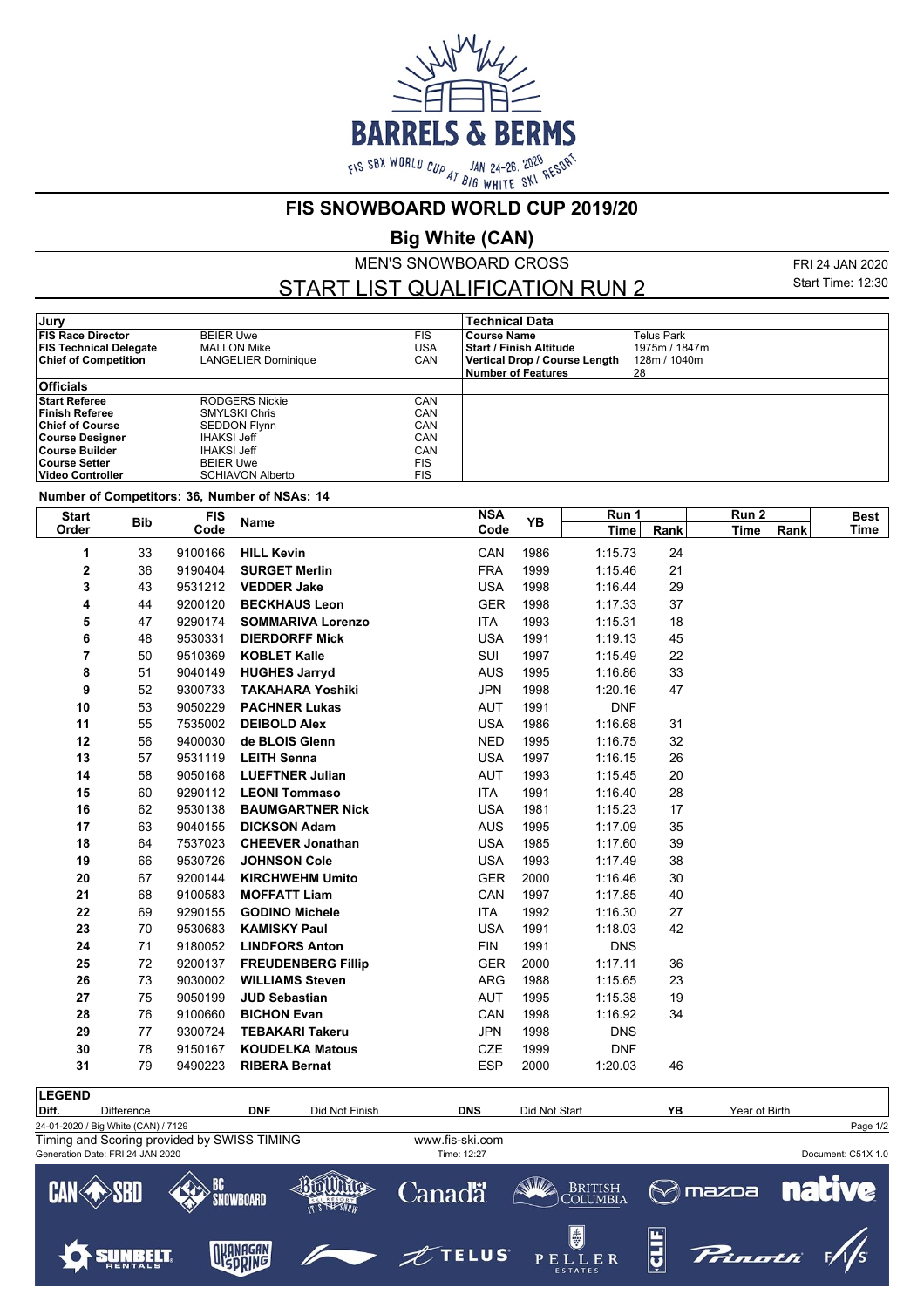## FIS SNOWBOARD WORLD CUP 2019/20

### Big White (CAN)

MEN'S SNOWBOARD CROSS

FRI 24 JAN 2020

# START LIST QUALIFICATION RUN 2

Start Time: 12:30

| Jury | | |
|---|---|---|
| **FIS Race Director** | BEIER Uwe | FIS |
| **FIS Technical Delegate** | MALLON Mike | USA |
| **Chief of Competition** | LANGELIER Dominique | CAN |

| Officials | | |
|---|---|---|
| **Start Referee** | RODGERS Nickie | CAN |
| **Finish Referee** | SMYLSKI Chris | CAN |
| **Chief of Course** | SEDDON Flynn | CAN |
| **Course Designer** | IHAKSI Jeff | CAN |
| **Course Builder** | IHAKSI Jeff | CAN |
| **Course Setter** | BEIER Uwe | FIS |
| **Video Controller** | SCHIAVON Alberto | FIS |

| Technical Data | |
|---|---|
| **Course Name** | Telus Park |
| **Start / Finish Altitude** | 1975m / 1847m |
| **Vertical Drop / Course Length** | 128m / 1040m |
| **Number of Features** | 28 |

**Number of Competitors: 36, Number of NSAs: 14**

| Start Order | Bib | FIS Code | Name | NSA Code | YB | Run 1 Time | Run 1 Rank | Run 2 Time | Run 2 Rank | Best Time |
|---|---|---|---|---|---|---|---|---|---|---|
| 1 | 33 | 9100166 | **HILL Kevin** | CAN | 1986 | 1:15.73 | 24 | | | |
| 2 | 36 | 9190404 | **SURGET Merlin** | FRA | 1999 | 1:15.46 | 21 | | | |
| 3 | 43 | 9531212 | **VEDDER Jake** | USA | 1998 | 1:16.44 | 29 | | | |
| 4 | 44 | 9200120 | **BECKHAUS Leon** | GER | 1998 | 1:17.33 | 37 | | | |
| 5 | 47 | 9290174 | **SOMMARIVA Lorenzo** | ITA | 1993 | 1:15.31 | 18 | | | |
| 6 | 48 | 9530331 | **DIERDORFF Mick** | USA | 1991 | 1:19.13 | 45 | | | |
| 7 | 50 | 9510369 | **KOBLET Kalle** | SUI | 1997 | 1:15.49 | 22 | | | |
| 8 | 51 | 9040149 | **HUGHES Jarryd** | AUS | 1995 | 1:16.86 | 33 | | | |
| 9 | 52 | 9300733 | **TAKAHARA Yoshiki** | JPN | 1998 | 1:20.16 | 47 | | | |
| 10 | 53 | 9050229 | **PACHNER Lukas** | AUT | 1991 | DNF | | | | |
| 11 | 55 | 7535002 | **DEIBOLD Alex** | USA | 1986 | 1:16.68 | 31 | | | |
| 12 | 56 | 9400030 | **de BLOIS Glenn** | NED | 1995 | 1:16.75 | 32 | | | |
| 13 | 57 | 9531119 | **LEITH Senna** | USA | 1997 | 1:16.15 | 26 | | | |
| 14 | 58 | 9050168 | **LUEFTNER Julian** | AUT | 1993 | 1:15.45 | 20 | | | |
| 15 | 60 | 9290112 | **LEONI Tommaso** | ITA | 1991 | 1:16.40 | 28 | | | |
| 16 | 62 | 9530138 | **BAUMGARTNER Nick** | USA | 1981 | 1:15.23 | 17 | | | |
| 17 | 63 | 9040155 | **DICKSON Adam** | AUS | 1995 | 1:17.09 | 35 | | | |
| 18 | 64 | 7537023 | **CHEEVER Jonathan** | USA | 1985 | 1:17.60 | 39 | | | |
| 19 | 66 | 9530726 | **JOHNSON Cole** | USA | 1993 | 1:17.49 | 38 | | | |
| 20 | 67 | 9200144 | **KIRCHWEHM Umito** | GER | 2000 | 1:16.46 | 30 | | | |
| 21 | 68 | 9100583 | **MOFFATT Liam** | CAN | 1997 | 1:17.85 | 40 | | | |
| 22 | 69 | 9290155 | **GODINO Michele** | ITA | 1992 | 1:16.30 | 27 | | | |
| 23 | 70 | 9530683 | **KAMISKY Paul** | USA | 1991 | 1:18.03 | 42 | | | |
| 24 | 71 | 9180052 | **LINDFORS Anton** | FIN | 1991 | DNS | | | | |
| 25 | 72 | 9200137 | **FREUDENBERG Fillip** | GER | 2000 | 1:17.11 | 36 | | | |
| 26 | 73 | 9030002 | **WILLIAMS Steven** | ARG | 1988 | 1:15.65 | 23 | | | |
| 27 | 75 | 9050199 | **JUD Sebastian** | AUT | 1995 | 1:15.38 | 19 | | | |
| 28 | 76 | 9100660 | **BICHON Evan** | CAN | 1998 | 1:16.92 | 34 | | | |
| 29 | 77 | 9300724 | **TEBAKARI Takeru** | JPN | 1998 | DNS | | | | |
| 30 | 78 | 9150167 | **KOUDELKA Matous** | CZE | 1999 | DNF | | | | |
| 31 | 79 | 9490223 | **RIBERA Bernat** | ESP | 2000 | 1:20.03 | 46 | | | |

**LEGEND**

| | | | | | | | |
|---|---|---|---|---|---|---|---|
| **Diff.** | Difference | **DNF** | Did Not Finish | **DNS** | Did Not Start | **YB** | Year of Birth |

24-01-2020 / Big White (CAN) / 7129

Timing and Scoring provided by SWISS TIMING — www.fis-ski.com

Generation Date: FRI 24 JAN 2020 — Time: 12:27 — Document: C51X 1.0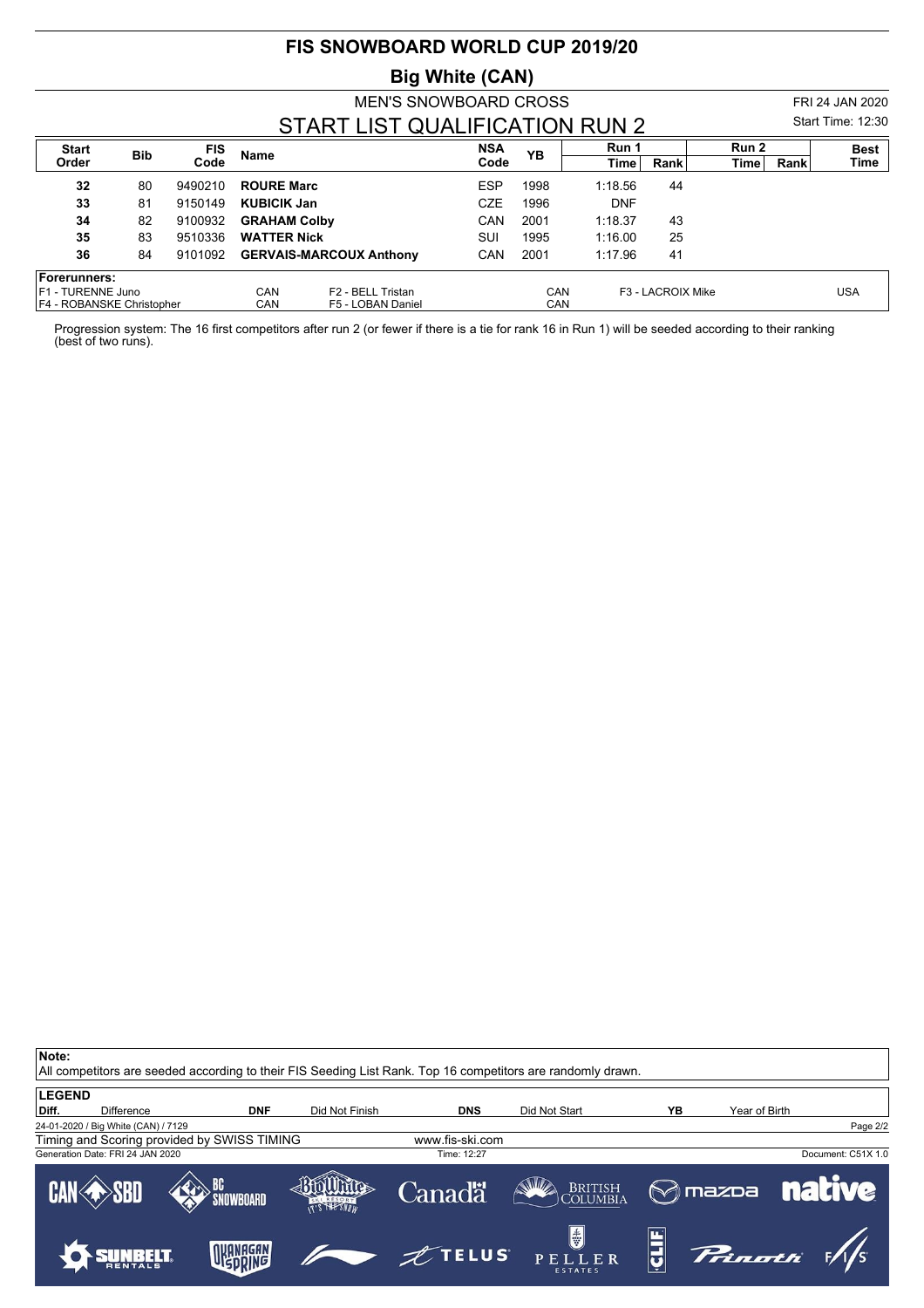# FIS SNOWBOARD WORLD CUP 2019/20

## Big White (CAN)

MEN'S SNOWBOARD CROSS

FRI 24 JAN 2020

## START LIST QUALIFICATION RUN 2

Start Time: 12:30

| Start Order | Bib | FIS Code | Name | NSA Code | YB | Run 1 Time | Run 1 Rank | Run 2 Time | Run 2 Rank | Best Time |
|---|---|---|---|---|---|---|---|---|---|---|
| 32 | 80 | 9490210 | **ROURE Marc** | ESP | 1998 | 1:18.56 | 44 | | | |
| 33 | 81 | 9150149 | **KUBICIK Jan** | CZE | 1996 | DNF | | | | |
| 34 | 82 | 9100932 | **GRAHAM Colby** | CAN | 2001 | 1:18.37 | 43 | | | |
| 35 | 83 | 9510336 | **WATTER Nick** | SUI | 1995 | 1:16.00 | 25 | | | |
| 36 | 84 | 9101092 | **GERVAIS-MARCOUX Anthony** | CAN | 2001 | 1:17.96 | 41 | | | |

**Forerunners:**

| | | | | | |
|---|---|---|---|---|---|
| F1 - TURENNE Juno | CAN | F2 - BELL Tristan | CAN | F3 - LACROIX Mike | USA |
| F4 - ROBANSKE Christopher | CAN | F5 - LOBAN Daniel | CAN | | |

Progression system: The 16 first competitors after run 2 (or fewer if there is a tie for rank 16 in Run 1) will be seeded according to their ranking (best of two runs).

**Note:**
All competitors are seeded according to their FIS Seeding List Rank. Top 16 competitors are randomly drawn.

**LEGEND**

| | | | | | | | |
|---|---|---|---|---|---|---|---|
| Diff. | Difference | DNF | Did Not Finish | DNS | Did Not Start | YB | Year of Birth |

24-01-2020 / Big White (CAN) / 7129

Timing and Scoring provided by SWISS TIMING — www.fis-ski.com

Generation Date: FRI 24 JAN 2020 — Time: 12:27 — Document: C51X 1.0